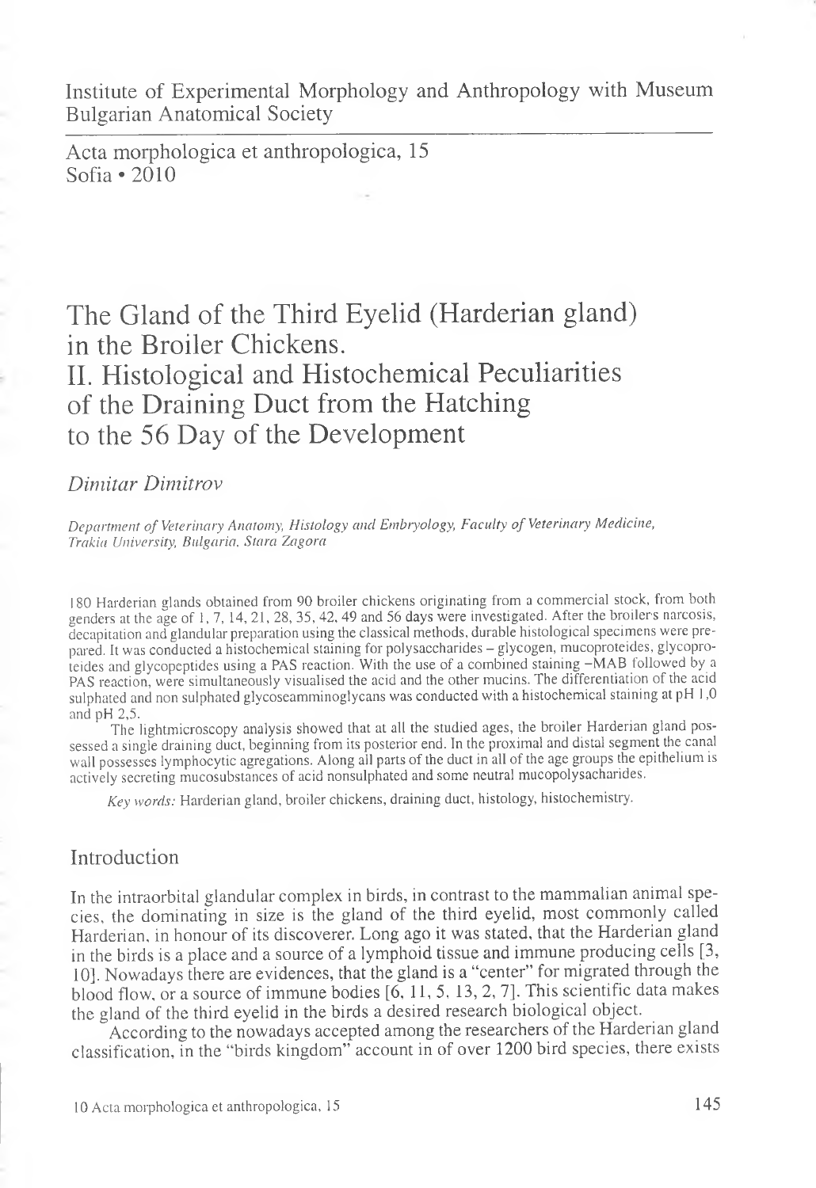Institute of Experimental Morphology and Anthropology with Museum
Bulgarian Anatomical Society

Acta morphologica et anthropologica, 15
Sofia • 2010

# The Gland of the Third Eyelid (Harderian gland) in the Broiler Chickens. II. Histological and Histochemical Peculiarities of the Draining Duct from the Hatching to the 56 Day of the Development

*Dimitar Dimitrov*

*Department of Veterinary Anatomy, Histology and Embryology, Faculty of Veterinary Medicine, Trakia University, Bulgaria, Stara Zagora*

180 Harderian glands obtained from 90 broiler chickens originating from a commercial stock, from both genders at the age of 1, 7, 14, 21, 28, 35, 42, 49 and 56 days were investigated. After the broiler's narcosis, decapitation and glandular preparation using the classical methods, durable histological specimens were prepared. It was conducted a histochemical staining for polysaccharides – glycogen, mucoproteides, glycoproteides and glycopeptides using a PAS reaction. With the use of a combined staining –MAB followed by a PAS reaction, were simultaneously visualised the acid and the other mucins. The differentiation of the acid sulphated and non sulphated glycoseamminoglycans was conducted with a histochemical staining at pH 1,0 and pH 2,5.

The lightmicroscopy analysis showed that at all the studied ages, the broiler Harderian gland possessed a single draining duct, beginning from its posterior end. In the proximal and distal segment the canal wall possesses lymphocytic agregations. Along all parts of the duct in all of the age groups the epithelium is actively secreting mucosubstances of acid nonsulphated and some neutral mucopolysacharides.

*Key words:* Harderian gland, broiler chickens, draining duct, histology, histochemistry.

## Introduction

In the intraorbital glandular complex in birds, in contrast to the mammalian animal species, the dominating in size is the gland of the third eyelid, most commonly called Harderian, in honour of its discoverer. Long ago it was stated, that the Harderian gland in the birds is a place and a source of a lymphoid tissue and immune producing cells [3, 10]. Nowadays there are evidences, that the gland is a "center" for migrated through the blood flow, or a source of immune bodies [6, 11, 5, 13, 2, 7]. This scientific data makes the gland of the third eyelid in the birds a desired research biological object.

According to the nowadays accepted among the researchers of the Harderian gland classification, in the "birds kingdom" account in of over 1200 bird species, there exists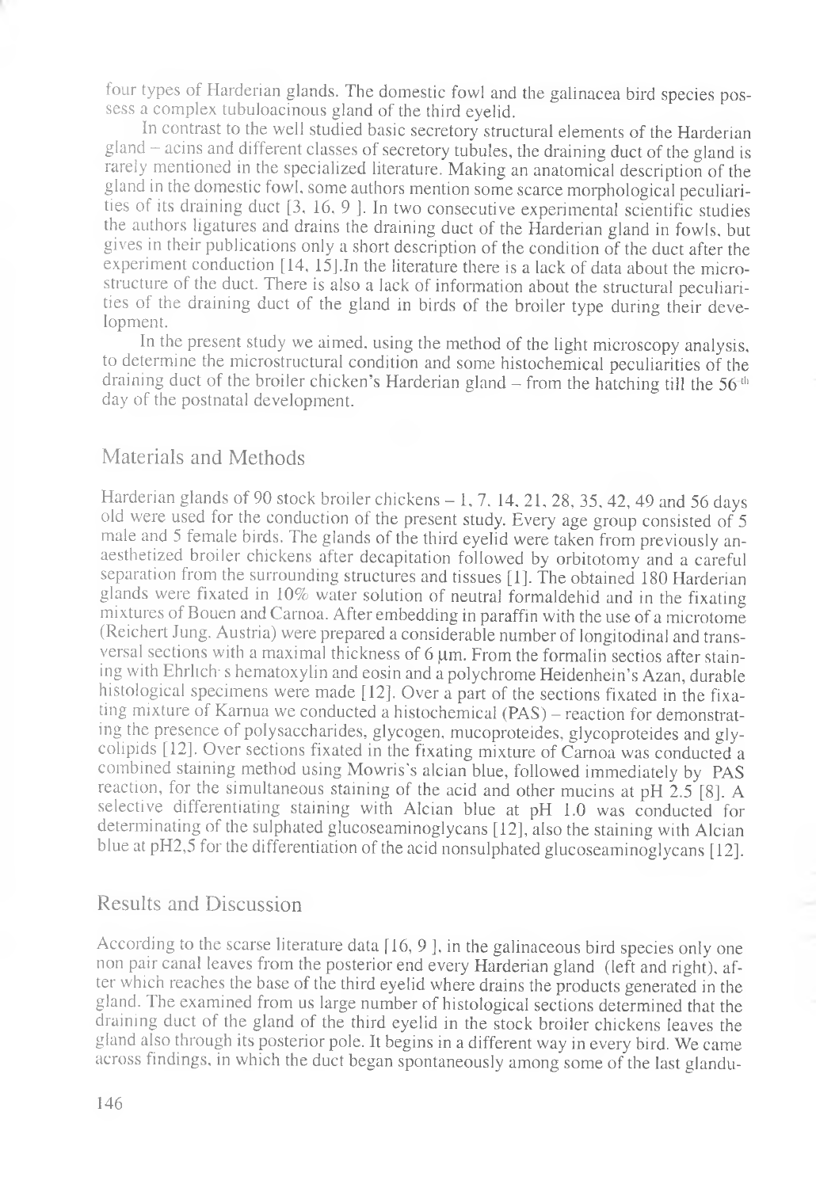four types of Harderian glands. The domestic fowl and the galinacea bird species possess a complex tubuloacinous gland of the third eyelid.

In contrast to the well studied basic secretory structural elements of the Harderian gland – acins and different classes of secretory tubules, the draining duct of the gland is rarely mentioned in the specialized literature. Making an anatomical description of the gland in the domestic fowl, some authors mention some scarce morphological peculiarities of its draining duct [3, 16, 9 ]. In two consecutive experimental scientific studies the authors ligatures and drains the draining duct of the Harderian gland in fowls, but gives in their publications only a short description of the condition of the duct after the experiment conduction [14, 15].In the literature there is a lack of data about the microstructure of the duct. There is also a lack of information about the structural peculiarities of the draining duct of the gland in birds of the broiler type during their development.

In the present study we aimed, using the method of the light microscopy analysis, to determine the microstructural condition and some histochemical peculiarities of the draining duct of the broiler chicken's Harderian gland – from the hatching till the 56 th day of the postnatal development.

## Materials and Methods

Harderian glands of 90 stock broiler chickens – 1, 7, 14, 21, 28, 35, 42, 49 and 56 days old were used for the conduction of the present study. Every age group consisted of 5 male and 5 female birds. The glands of the third eyelid were taken from previously anaesthetized broiler chickens after decapitation followed by orbitotomy and a careful separation from the surrounding structures and tissues [1]. The obtained 180 Harderian glands were fixated in 10% water solution of neutral formaldehid and in the fixating mixtures of Bouen and Carnoa. After embedding in paraffin with the use of a microtome (Reichert Jung, Austria) were prepared a considerable number of longitodinal and transversal sections with a maximal thickness of 6 μm. From the formalin sectios after staining with Ehrlich·s hematoxylin and eosin and a polychrome Heidenhein's Azan, durable histological specimens were made [12]. Over a part of the sections fixated in the fixating mixture of Karnua we conducted a histochemical (PAS) – reaction for demonstrating the presence of polysaccharides, glycogen, mucoproteides, glycoproteides and glycolipids [12]. Over sections fixated in the fixating mixture of Carnoa was conducted a combined staining method using Mowris's alcian blue, followed immediately by PAS reaction, for the simultaneous staining of the acid and other mucins at pH 2.5 [8]. A selective differentiating staining with Alcian blue at pH 1.0 was conducted for determinating of the sulphated glucoseaminoglycans [12], also the staining with Alcian blue at pH2,5 for the differentiation of the acid nonsulphated glucoseaminoglycans [12].

## Results and Discussion

According to the scarse literature data [16, 9 ], in the galinaceous bird species only one non pair canal leaves from the posterior end every Harderian gland (left and right), after which reaches the base of the third eyelid where drains the products generated in the gland. The examined from us large number of histological sections determined that the draining duct of the gland of the third eyelid in the stock broiler chickens leaves the gland also through its posterior pole. It begins in a different way in every bird. We came across findings, in which the duct began spontaneously among some of the last glandu-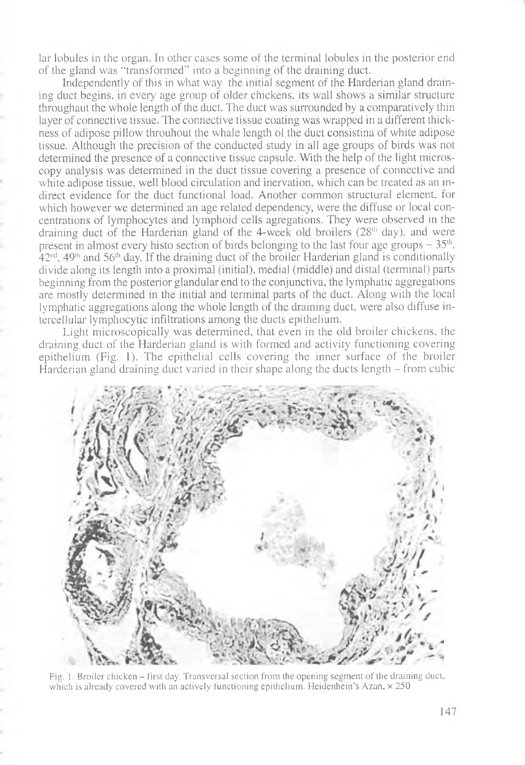lar lobules in the organ. In other cases some of the terminal lobules in the posterior end of the gland was "transformed" into a beginning of the draining duct.

Independently of this in what way the initial segment of the Harderian gland draining duct begins, in every age group of older chickens, its wall shows a similar structure throughaut the whole length of the duct. The duct was surrounded by a comparatively thin layer of connective tissue. The connective tissue coating was wrapped in a different thickness of adipose pillow throuhout the whale length ol the duct consistina of white adipose tissue. Although the precision of the conducted study in all age groups of birds was not determined the presence of a connective tissue capsule. With the help of the light microscopy analysis was determined in the duct tissue covering a presence of connective and white adipose tissue, well blood circulation and inervation, which can be treated as an indirect evidence for the duct functional load. Another common structural element, for which however we determined an age related dependency, were the diffuse or local concentrations of lymphocytes and lymphoid cells agregations. They were observed in the draining duct of the Harderian gland of the 4-week old broilers (28[th] day), and were present in almost every histo section of birds belonging to the last four age groups – 35[th], 42[nd], 49[th] and 56[th] day. If the draining duct of the broiler Harderian gland is conditionally divide along its length into a proximal (initial), medial (middle) and distal (terminal) parts beginning from the posterior glandular end to the conjunctiva, the lymphatic aggregations are mostly determined in the initial and terminal parts of the duct. Along with the local lymphatic aggregations along the whole length of the draining duct, were also diffuse intercellular lymphocytic infiltrations among the ducts epithelium.

Light microscopically was determined, that even in the old broiler chickens, the draining duct of the Harderian gland is with formed and activity functioning covering epithelium (Fig. 1). The epithelial cells covering the inner surface of the broiler Harderian gland draining duct varied in their shape along the ducts length – from cubic

Fig. 1. Broiler chicken – first day. Transversal section from the opening segment of the draining duct, which is already covered with an actively functioning epithelium. Heidenhein's Azan, × 250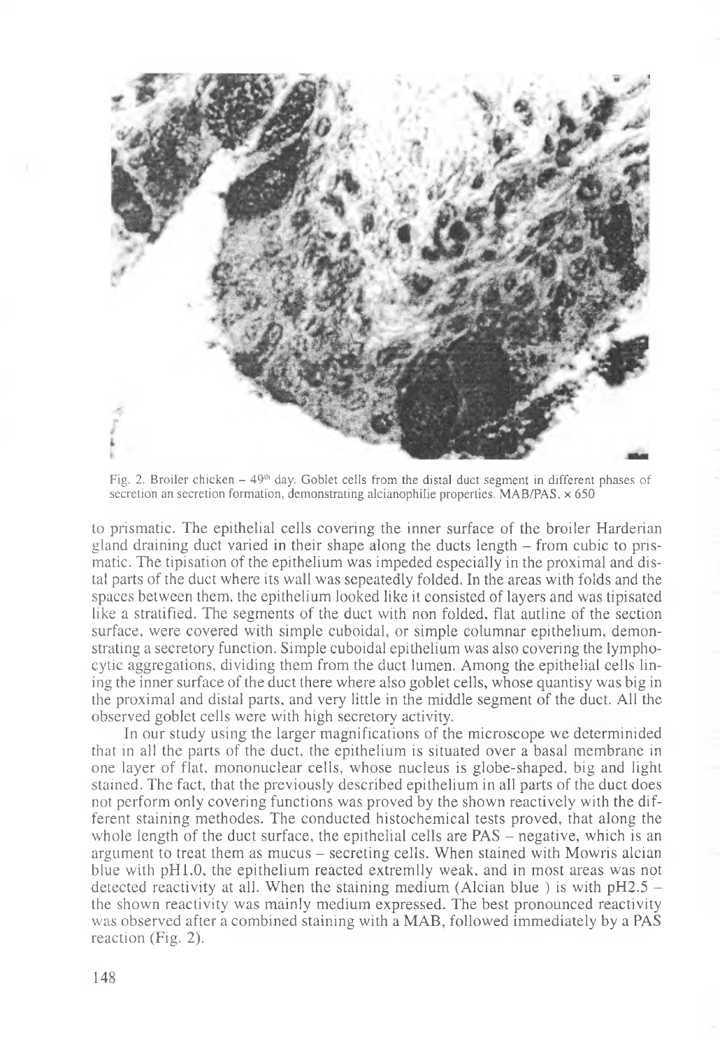Fig. 2. Broiler chicken – 49th day. Goblet cells from the distal duct segment in different phases of secretion an secretion formation, demonstrating alcianophilie properties. MAB/PAS, × 650

to prismatic. The epithelial cells covering the inner surface of the broiler Harderian gland draining duct varied in their shape along the ducts length – from cubic to prismatic. The tipisation of the epithelium was impeded especially in the proximal and distal parts of the duct where its wall was sepeatedly folded. In the areas with folds and the spaces between them, the epithelium looked like it consisted of layers and was tipisated like a stratified. The segments of the duct with non folded, flat autline of the section surface, were covered with simple cuboidal, or simple columnar epithelium, demonstrating a secretory function. Simple cuboidal epithelium was also covering the lymphocytic aggregations, dividing them from the duct lumen. Among the epithelial cells lining the inner surface of the duct there where also goblet cells, whose quantisy was big in the proximal and distal parts, and very little in the middle segment of the duct. All the observed goblet cells were with high secretory activity.

In our study using the larger magnifications of the microscope we determinided that in all the parts of the duct, the epithelium is situated over a basal membrane in one layer of flat, mononuclear cells, whose nucleus is globe-shaped, big and light stained. The fact, that the previously described epithelium in all parts of the duct does not perform only covering functions was proved by the shown reactively with the different staining methodes. The conducted histochemical tests proved, that along the whole length of the duct surface, the epithelial cells are PAS – negative, which is an argument to treat them as mucus – secreting cells. When stained with Mowris alcian blue with pH1.0, the epithelium reacted extremlly weak, and in most areas was not detected reactivity at all. When the staining medium (Alcian blue ) is with pH2.5 – the shown reactivity was mainly medium expressed. The best pronounced reactivity was observed after a combined staining with a MAB, followed immediately by a PAS reaction (Fig. 2).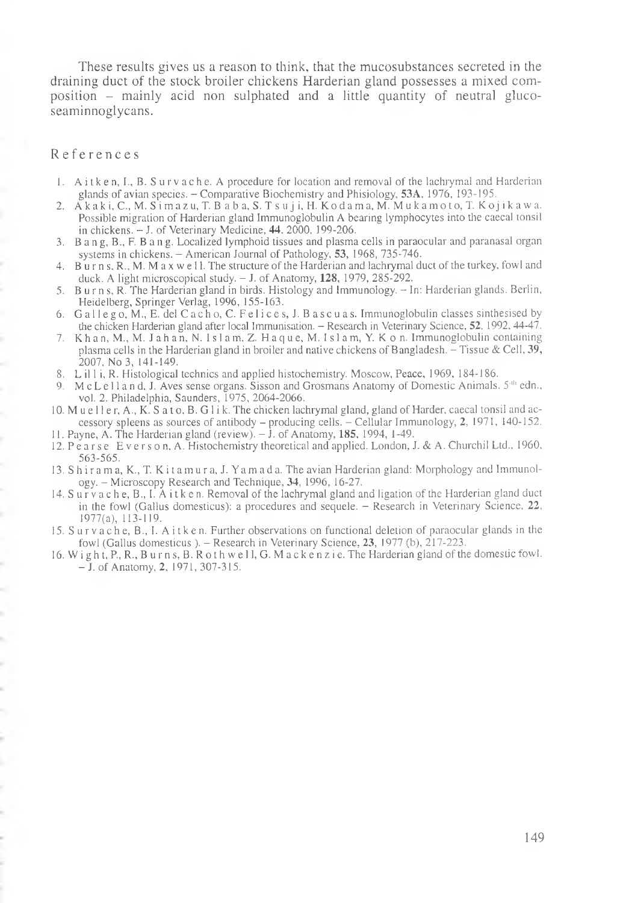These results gives us a reason to think, that the mucosubstances secreted in the draining duct of the stock broiler chickens Harderian gland possesses a mixed composition – mainly acid non sulphated and a little quantity of neutral glucoseaminnoglycans.

## References

1. Aitken, I., B. Survache. A procedure for location and removal of the lachrymal and Harderian glands of avian species. – Comparative Biochemistry and Phisiology, **53A**, 1976, 193-195.
2. Akaki, C., M. Simazu, T. Baba, S. Tsuji, H. Kodama, M. Mukamoto, T. Kojikawa. Possible migration of Harderian gland Immunoglobulin A bearing lymphocytes into the caecal tonsil in chickens. – J. of Veterinary Medicine, **44**. 2000, 199-206.
3. Bang, B., F. Bang. Localized lymphoid tissues and plasma cells in paraocular and paranasal organ systems in chickens. – American Journal of Pathology, **53**, 1968, 735-746.
4. Burns, R., M. Maxwell. The structure of the Harderian and lachrymal duct of the turkey, fowl and duck. A light microscopical study. – J. of Anatomy, **128**, 1979, 285-292.
5. Burns, R. The Harderian gland in birds. Histology and Immunology. – In: Harderian glands. Berlin, Heidelberg, Springer Verlag, 1996, 155-163.
6. Gallego, M., E. del Cacho, C. Felices, J. Bascuas. Immunoglobulin classes sinthesised by the chicken Harderian gland after local Immunisation. – Research in Veterinary Science, **52**. 1992, 44-47.
7. Khan, M., M. Jahan, N. Islam, Z. Haque, M. Islam, Y. Kon. Immunoglobulin containing plasma cells in the Harderian gland in broiler and native chickens of Bangladesh. – Tissue & Cell, **39**, 2007, No 3, 141-149.
8. Lilli, R. Histological technics and applied histochemistry. Moscow, Peace, 1969, 184-186.
9. McLelland, J. Aves sense organs. Sisson and Grosmans Anatomy of Domestic Animals. 5th edn., vol. 2. Philadelphia, Saunders, 1975, 2064-2066.
10. Mueller, A., K. Sato, B. Glik. The chicken lachrymal gland, gland of Harder, caecal tonsil and accessory spleens as sources of antibody – producing cells. – Cellular Immunology, **2**, 1971, 140-152.
11. Payne, A. The Harderian gland (review). – J. of Anatomy, **185**, 1994, 1-49.
12. Pearse Everson, A. Histochemistry theoretical and applied. London, J. & A. Churchil Ltd., 1960, 563-565.
13. Shirama, K., T. Kitamura, J. Yamada. The avian Harderian gland: Morphology and Immunology. – Microscopy Research and Technique, **34**, 1996, 16-27.
14. Survache, B., I. Aitken. Removal of the lachrymal gland and ligation of the Harderian gland duct in the fowl (Gallus domesticus): a procedures and sequele. – Research in Veterinary Science, **22**, 1977(a), 113-119.
15. Survache, B., I. Aitken. Further observations on functional deletion of paraocular glands in the fowl (Gallus domesticus ). – Research in Veterinary Science, **23**, 1977 (b), 217-223.
16. Wight, P., R., Burns, B. Rothwell, G. Mackenzie. The Harderian gland of the domestic fowl. – J. of Anatomy, **2**, 1971, 307-315.